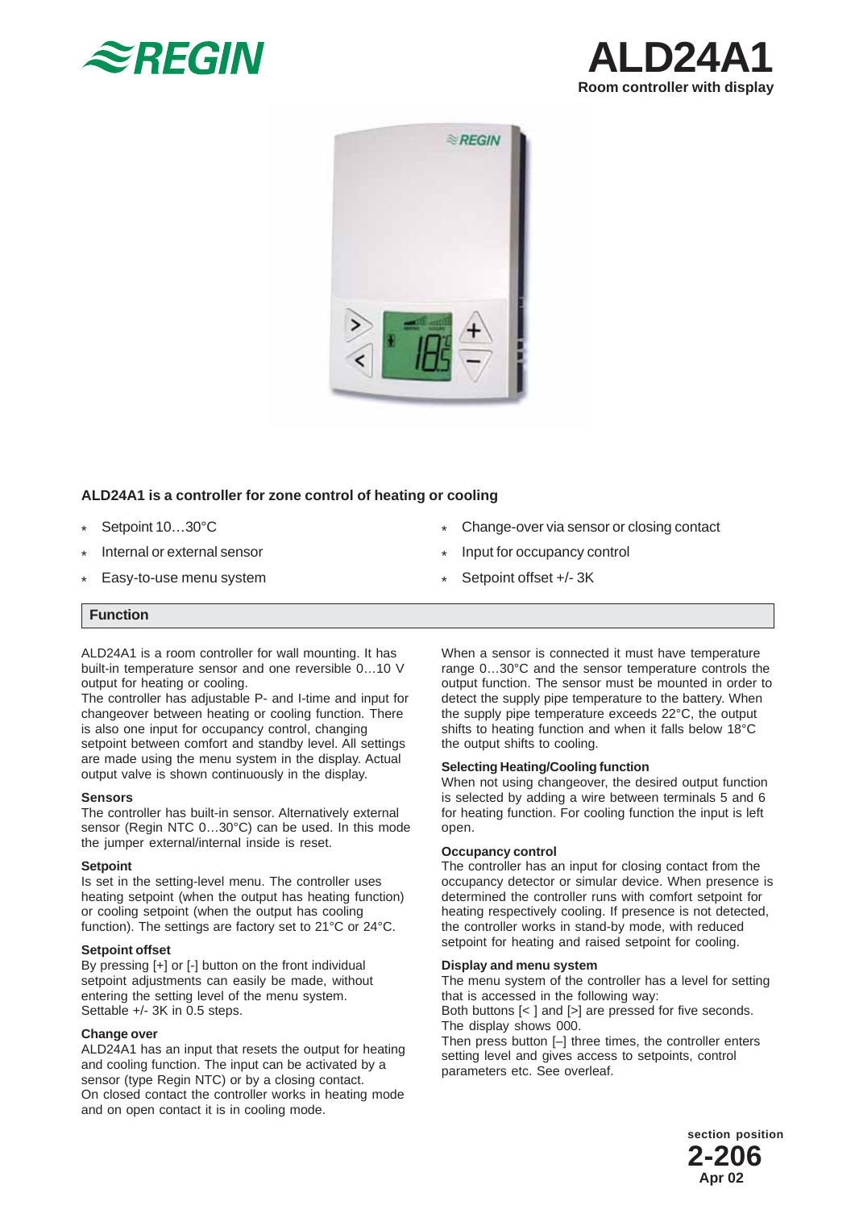# ALD24A1

**Room controller with display**

## ALD24A1 is a controller for zone control of heating or cooling

- Setpoint 10…30°C
- Internal or external sensor
- Easy-to-use menu system
- Change-over via sensor or closing contact
- Input for occupancy control
- Setpoint offset +/- 3K

## Function

ALD24A1 is a room controller for wall mounting. It has built-in temperature sensor and one reversible 0…10 V output for heating or cooling.
The controller has adjustable P- and I-time and input for changeover between heating or cooling function. There is also one input for occupancy control, changing setpoint between comfort and standby level. All settings are made using the menu system in the display. Actual output valve is shown continuously in the display.

**Sensors**
The controller has built-in sensor. Alternatively external sensor (Regin NTC 0…30°C) can be used. In this mode the jumper external/internal inside is reset.

**Setpoint**
Is set in the setting-level menu. The controller uses heating setpoint (when the output has heating function) or cooling setpoint (when the output has cooling function). The settings are factory set to 21°C or 24°C.

**Setpoint offset**
By pressing [+] or [-] button on the front individual setpoint adjustments can easily be made, without entering the setting level of the menu system. Settable +/- 3K in 0.5 steps.

**Change over**
ALD24A1 has an input that resets the output for heating and cooling function. The input can be activated by a sensor (type Regin NTC) or by a closing contact.
On closed contact the controller works in heating mode and on open contact it is in cooling mode.

When a sensor is connected it must have temperature range 0…30°C and the sensor temperature controls the output function. The sensor must be mounted in order to detect the supply pipe temperature to the battery. When the supply pipe temperature exceeds 22°C, the output shifts to heating function and when it falls below 18°C the output shifts to cooling.

**Selecting Heating/Cooling function**
When not using changeover, the desired output function is selected by adding a wire between terminals 5 and 6 for heating function. For cooling function the input is left open.

**Occupancy control**
The controller has an input for closing contact from the occupancy detector or simular device. When presence is determined the controller runs with comfort setpoint for heating respectively cooling. If presence is not detected, the controller works in stand-by mode, with reduced setpoint for heating and raised setpoint for cooling.

**Display and menu system**
The menu system of the controller has a level for setting that is accessed in the following way:
Both buttons [< ] and [>] are pressed for five seconds. The display shows 000.
Then press button [–] three times, the controller enters setting level and gives access to setpoints, control parameters etc. See overleaf.

section position
**2-206**
Apr 02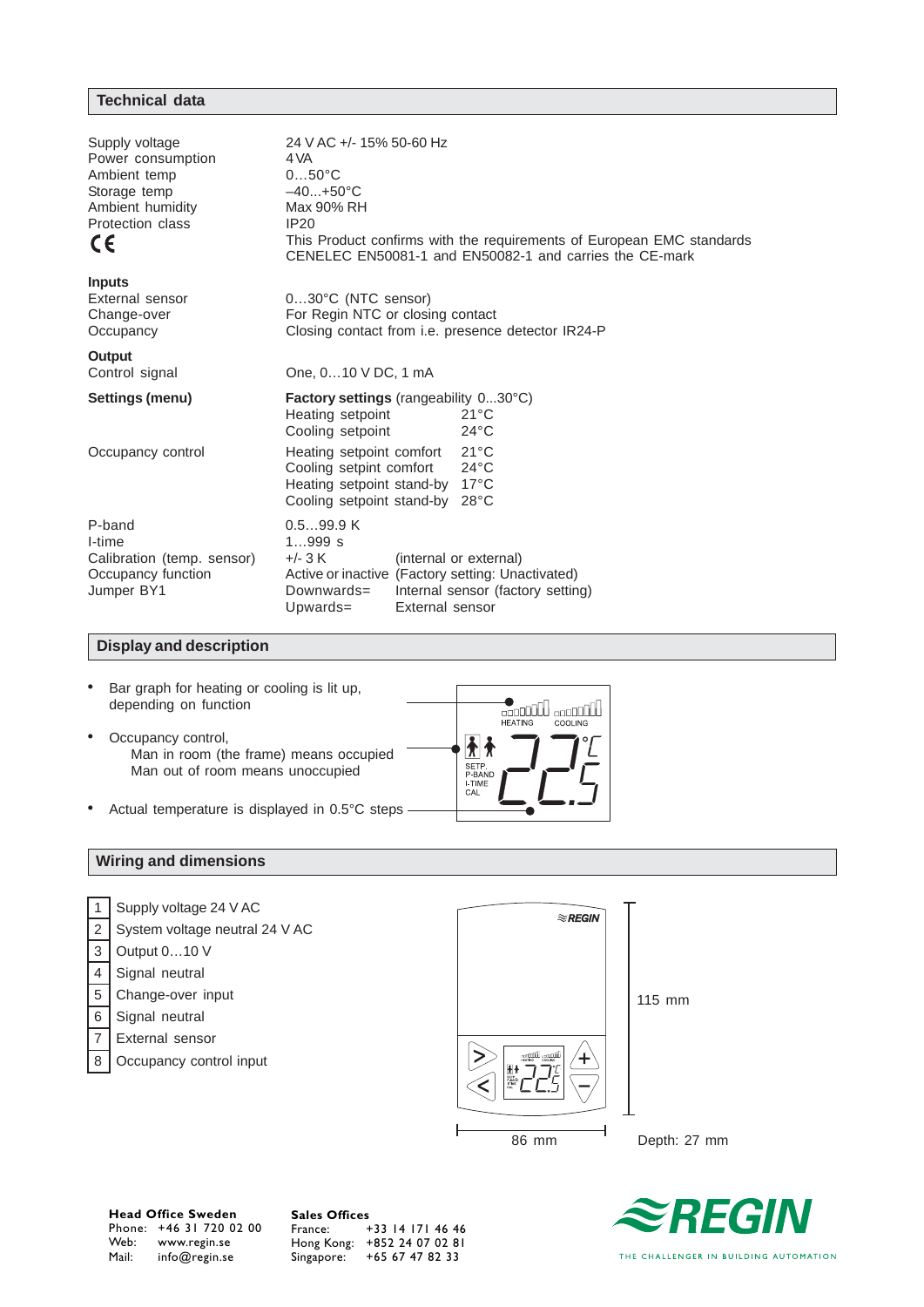## Technical data

| | |
|---|---|
| Supply voltage | 24 V AC +/- 15% 50-60 Hz |
| Power consumption | 4 VA |
| Ambient temp | 0…50°C |
| Storage temp | –40...+50°C |
| Ambient humidity | Max 90% RH |
| Protection class | IP20 |
| CE | This Product confirms with the requirements of European EMC standards CENELEC EN50081-1 and EN50082-1 and carries the CE-mark |

**Inputs**

| | |
|---|---|
| External sensor | 0…30°C (NTC sensor) |
| Change-over | For Regin NTC or closing contact |
| Occupancy | Closing contact from i.e. presence detector IR24-P |

**Output**

| | |
|---|---|
| Control signal | One, 0…10 V DC, 1 mA |

| | | | |
|---|---|---|---|
| **Settings (menu)** | **Factory settings** (rangeability 0...30°C) | | |
| | Heating setpoint | 21°C | |
| | Cooling setpoint | 24°C | |
| Occupancy control | Heating setpoint comfort | 21°C | |
| | Cooling setpoint comfort | 24°C | |
| | Heating setpoint stand-by | 17°C | |
| | Cooling setpoint stand-by | 28°C | |
| P-band | 0.5…99.9 K | | |
| I-time | 1…999 s | | |
| Calibration (temp. sensor) | +/- 3 K | (internal or external) | |
| Occupancy function | Active or inactive | (Factory setting: Unactivated) | |
| Jumper BY1 | Downwards= | Internal sensor (factory setting) | |
| | Upwards= | External sensor | |

## Display and description

- Bar graph for heating or cooling is lit up, depending on function
- Occupancy control,
  Man in room (the frame) means occupied
  Man out of room means unoccupied
- Actual temperature is displayed in 0.5°C steps

HEATING
COOLING
SETP.
P-BAND
I-TIME
CAL
22.5 °C

## Wiring and dimensions

| | |
|---|---|
| 1 | Supply voltage 24 V AC |
| 2 | System voltage neutral 24 V AC |
| 3 | Output 0…10 V |
| 4 | Signal neutral |
| 5 | Change-over input |
| 6 | Signal neutral |
| 7 | External sensor |
| 8 | Occupancy control input |

REGIN

115 mm

86 mm

Depth: 27 mm

**Head Office Sweden**
Phone: +46 31 720 02 00
Web: www.regin.se
Mail: info@regin.se

**Sales Offices**
France: +33 14 171 46 46
Hong Kong: +852 24 07 02 81
Singapore: +65 67 47 82 33

REGIN
THE CHALLENGER IN BUILDING AUTOMATION